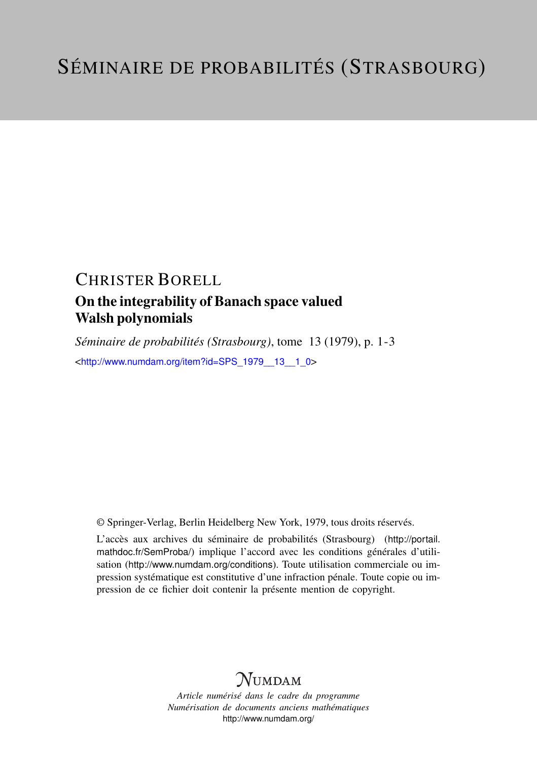# SÉMINAIRE DE PROBABILITÉS (STRASBOURG)

## CHRISTER BORELL

### On the integrability of Banach space valued Walsh polynomials

*Séminaire de probabilités (Strasbourg)*, tome 13 (1979), p. 1-3

<http://www.numdam.org/item?id=SPS_1979__13__1_0>

© Springer-Verlag, Berlin Heidelberg New York, 1979, tous droits réservés.

L'accès aux archives du séminaire de probabilités (Strasbourg) (http://portail.mathdoc.fr/SemProba/) implique l'accord avec les conditions générales d'utilisation (http://www.numdam.org/conditions). Toute utilisation commerciale ou impression systématique est constitutive d'une infraction pénale. Toute copie ou impression de ce fichier doit contenir la présente mention de copyright.

NUMDAM

*Article numérisé dans le cadre du programme Numérisation de documents anciens mathématiques*
http://www.numdam.org/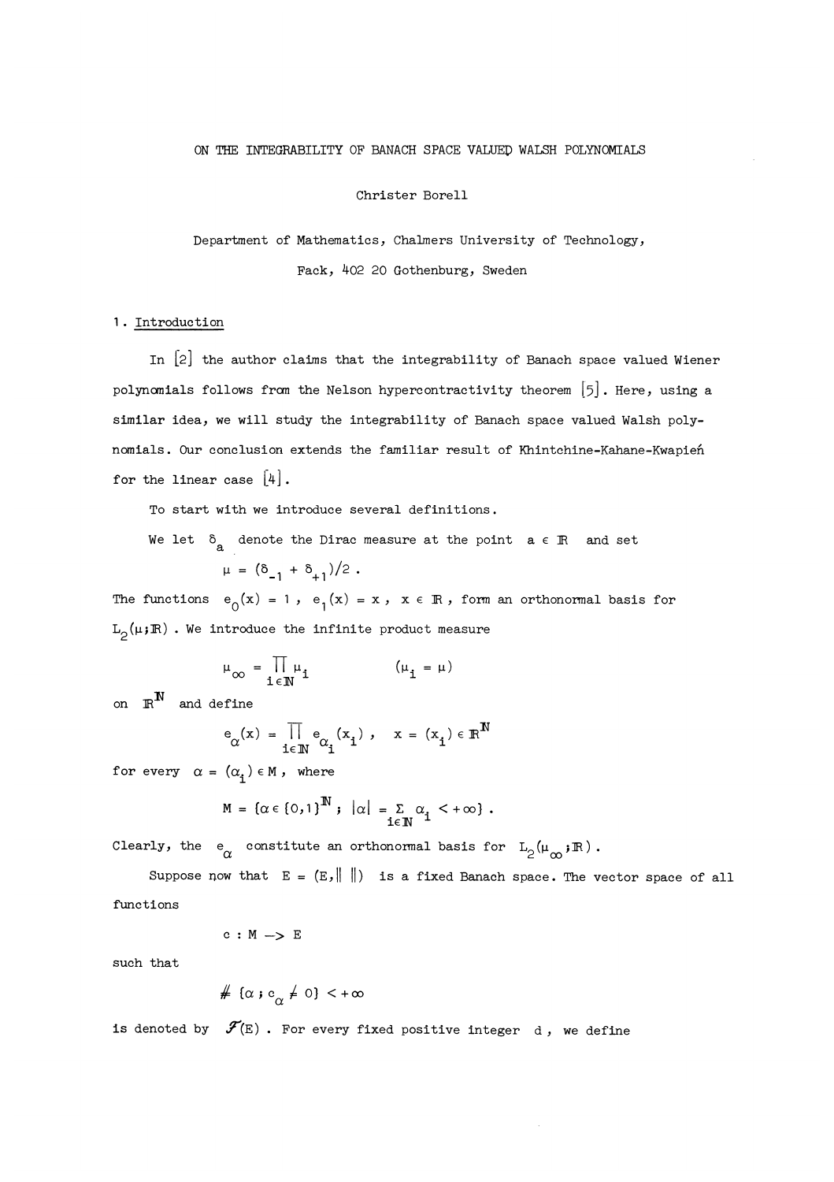ON THE INTEGRABILITY OF BANACH SPACE VALUED WALSH POLYNOMIALS

Christer Borell

Department of Mathematics, Chalmers University of Technology,

Fack, 402 20 Gothenburg, Sweden

## 1. Introduction

In [2] the author claims that the integrability of Banach space valued Wiener polynomials follows from the Nelson hypercontractivity theorem [5]. Here, using a similar idea, we will study the integrability of Banach space valued Walsh polynomials. Our conclusion extends the familiar result of Khintchine-Kahane-Kwapień for the linear case [4].

To start with we introduce several definitions.

We let $\delta_a$ denote the Dirac measure at the point $a \in \mathbb{R}$ and set

$$\mu = (\delta_{-1} + \delta_{+1})/2 .$$

The functions $e_0(x) = 1$, $e_1(x) = x$, $x \in \mathbb{R}$, form an orthonormal basis for $L_2(\mu;\mathbb{R})$. We introduce the infinite product measure

$$\mu_\infty = \prod_{i \in \mathbb{N}} \mu_i \qquad (\mu_i = \mu)$$

on $\mathbb{R}^{\mathbb{N}}$ and define

$$e_\alpha(x) = \prod_{i \in \mathbb{N}} e_{\alpha_i}(x_i) , \quad x = (x_i) \in \mathbb{R}^{\mathbb{N}}$$

for every $\alpha = (\alpha_i) \in M$, where

$$M = \{\alpha \in \{0,1\}^{\mathbb{N}} ;\ |\alpha| = \sum_{i \in \mathbb{N}} \alpha_i < +\infty\} .$$

Clearly, the $e_\alpha$ constitute an orthonormal basis for $L_2(\mu_\infty;\mathbb{R})$.

Suppose now that $E = (E, \| \ \|)$ is a fixed Banach space. The vector space of all functions

$$c : M \to E$$

such that

$$\# \{\alpha ;\ c_\alpha \neq 0\} < +\infty$$

is denoted by $\mathcal{F}(E)$. For every fixed positive integer $d$, we define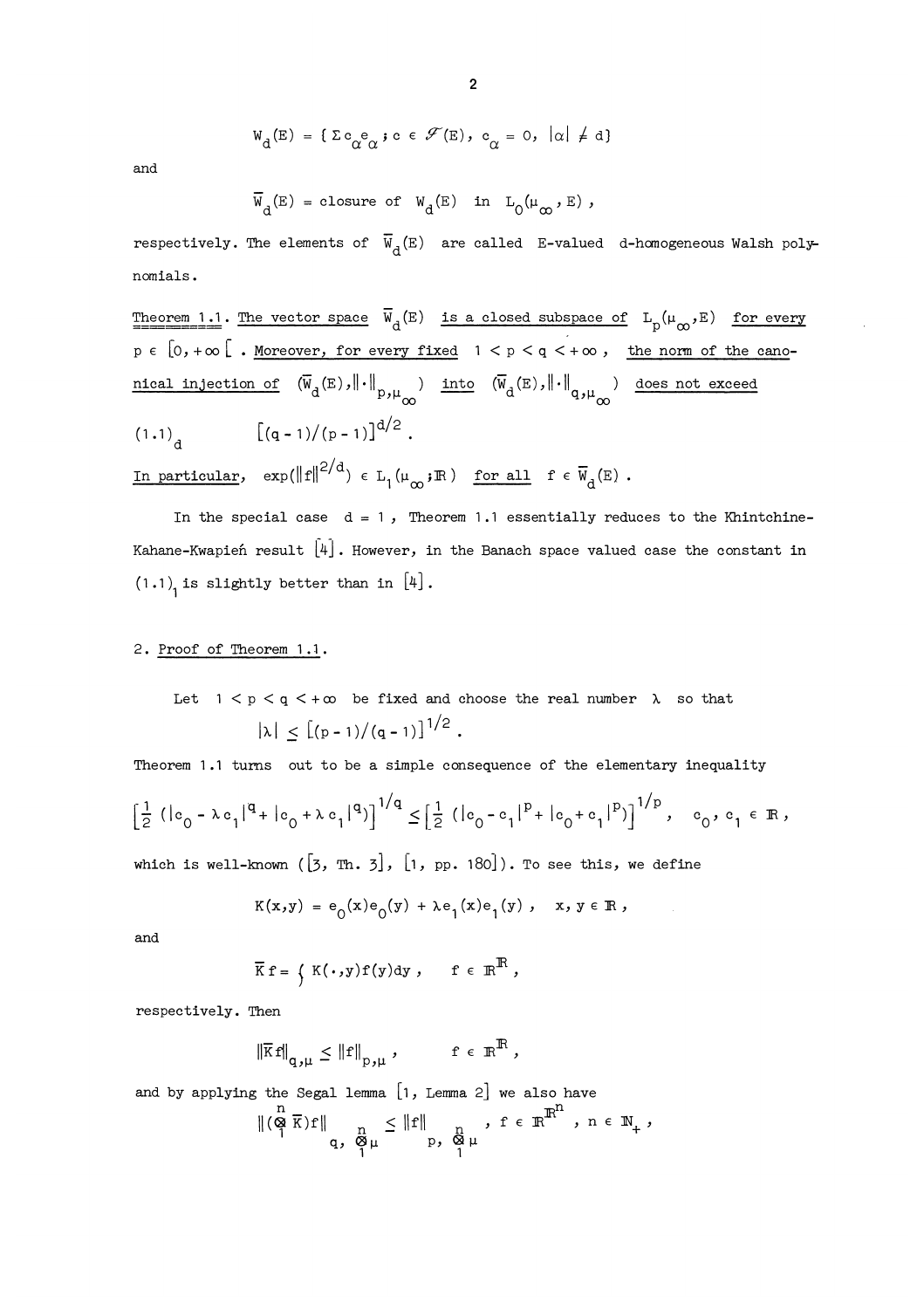$$W_d(E) = \{ \Sigma c_\alpha e_\alpha \, ; \, c \in \mathscr{F}(E), \; c_\alpha = 0, \; |\alpha| \neq d \}$$

and

$$\overline{W}_d(E) = \text{closure of } W_d(E) \text{ in } L_0(\mu_\infty, E) \, ,$$

respectively. The elements of $\overline{W}_d(E)$ are called E-valued d-homogeneous Walsh polynomials.

<u>Theorem 1.1</u>. <u>The vector space $\overline{W}_d(E)$ is a closed subspace of $L_p(\mu_\infty, E)$ for every $p \in [0, +\infty[$ . Moreover, for every fixed $1 < p < q < +\infty$, the norm of the canonical injection of $(\overline{W}_d(E), \|\cdot\|_{p,\mu_\infty})$ into $(\overline{W}_d(E), \|\cdot\|_{q,\mu_\infty})$ does not exceed</u>

$$(1.1)_d \qquad [(q-1)/(p-1)]^{d/2} \, .$$

<u>In particular</u>, $\exp(\|f\|^{2/d}) \in L_1(\mu_\infty ; \mathbb{R})$ <u>for all</u> $f \in \overline{W}_d(E)$ .

In the special case $d = 1$, Theorem 1.1 essentially reduces to the Khintchine-Kahane-Kwapień result [4]. However, in the Banach space valued case the constant in $(1.1)_1$ is slightly better than in [4].

## 2. <u>Proof of Theorem 1.1</u>.

Let $1 < p < q < +\infty$ be fixed and choose the real number $\lambda$ so that

$$|\lambda| \leq [(p-1)/(q-1)]^{1/2} \, .$$

Theorem 1.1 turns out to be a simple consequence of the elementary inequality

$$\left[\tfrac{1}{2} \left(|c_0 - \lambda c_1|^q + |c_0 + \lambda c_1|^q\right)\right]^{1/q} \leq \left[\tfrac{1}{2} \left(|c_0 - c_1|^p + |c_0 + c_1|^p\right)\right]^{1/p}, \quad c_0, c_1 \in \mathbb{R} \, ,$$

which is well-known ([3, Th. 3], [1, pp. 180]). To see this, we define

$$K(x,y) = e_0(x)e_0(y) + \lambda e_1(x)e_1(y) \, , \quad x, y \in \mathbb{R} \, ,$$

and

$$\overline{K} f = \int K(\cdot, y) f(y) dy \, , \quad f \in \mathbb{R}^{\mathbb{R}} \, ,$$

respectively. Then

$$\|\overline{K} f\|_{q,\mu} \leq \|f\|_{p,\mu} \, , \qquad f \in \mathbb{R}^{\mathbb{R}} \, ,$$

and by applying the Segal lemma [1, Lemma 2] we also have

$$\|(\overset{n}{\underset{1}{\otimes}} \overline{K}) f\|_{q, \overset{n}{\underset{1}{\otimes}} \mu} \leq \|f\|_{p, \overset{n}{\underset{1}{\otimes}} \mu} \, , \quad f \in \mathbb{R}^{\mathbb{R}^n} \, , \; n \in \mathbb{N}_+ \, ,$$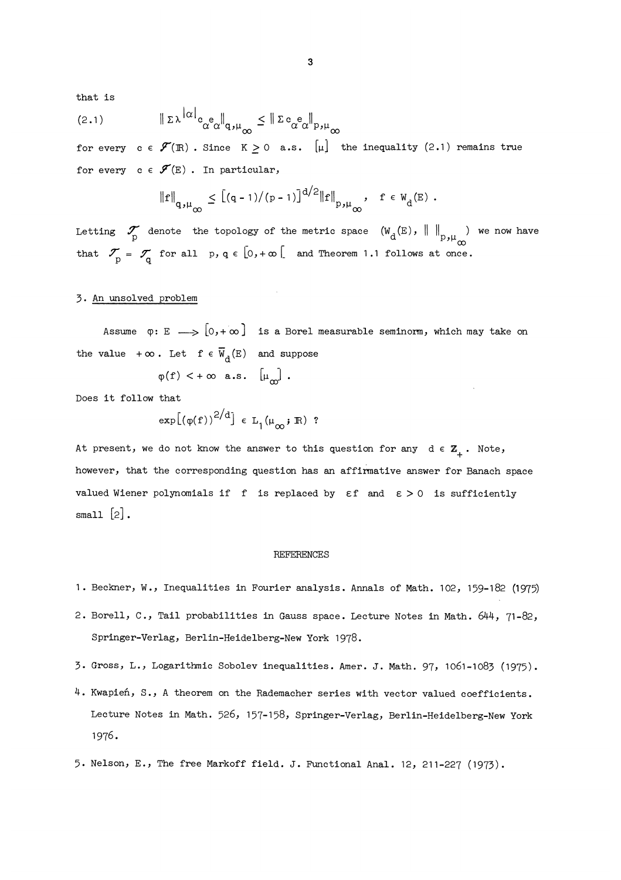that is

$$\| \Sigma \lambda^{|\alpha|} c_\alpha e_\alpha \|_{q,\mu_\infty} \leq \| \Sigma c_\alpha e_\alpha \|_{p,\mu_\infty} \tag{2.1}$$

for every $c \in \mathcal{F}(\mathbb{R})$. Since $K \geq 0$ a.s. $[\mu]$ the inequality (2.1) remains true for every $c \in \mathcal{F}(E)$. In particular,

$$\|f\|_{q,\mu_\infty} \leq \left[(q-1)/(p-1)\right]^{d/2} \|f\|_{p,\mu_\infty}, \quad f \in W_d(E).$$

Letting $\mathcal{T}_p$ denote the topology of the metric space $(W_d(E), \| \ \|_{p,\mu_\infty})$ we now have that $\mathcal{T}_p = \mathcal{T}_q$ for all $p, q \in [0,+\infty[$ and Theorem 1.1 follows at once.

## 3. An unsolved problem

Assume $\varphi : E \longrightarrow [0,+\infty]$ is a Borel measurable seminorm, which may take on the value $+\infty$. Let $f \in \overline{W}_d(E)$ and suppose

$$\varphi(f) < +\infty \text{ a.s. } [\mu_\infty].$$

Does it follow that

$$\exp\left[(\varphi(f))^{2/d}\right] \in L_1(\mu_\infty ; \mathbb{R}) \ ?$$

At present, we do not know the answer to this question for any $d \in \mathbf{Z}_+$. Note, however, that the corresponding question has an affirmative answer for Banach space valued Wiener polynomials if $f$ is replaced by $\varepsilon f$ and $\varepsilon > 0$ is sufficiently small [2].

## REFERENCES

1. Beckner, W., Inequalities in Fourier analysis. Annals of Math. 102, 159-182 (1975)
2. Borell, C., Tail probabilities in Gauss space. Lecture Notes in Math. 644, 71-82, Springer-Verlag, Berlin-Heidelberg-New York 1978.
3. Gross, L., Logarithmic Sobolev inequalities. Amer. J. Math. 97, 1061-1083 (1975).
4. Kwapień, S., A theorem on the Rademacher series with vector valued coefficients. Lecture Notes in Math. 526, 157-158, Springer-Verlag, Berlin-Heidelberg-New York 1976.
5. Nelson, E., The free Markoff field. J. Functional Anal. 12, 211-227 (1973).